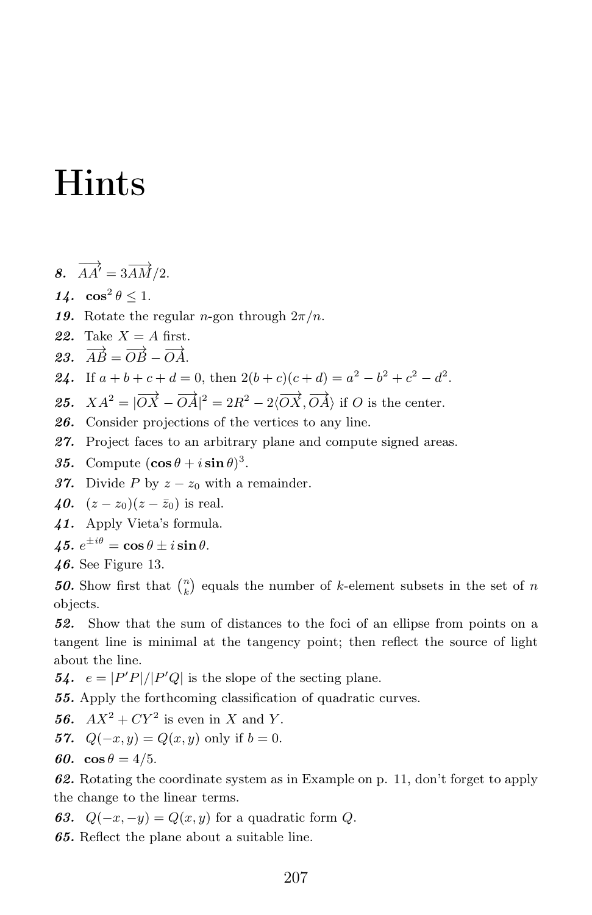# Hints

***8.*** $\overrightarrow{AA'} = 3\overrightarrow{AM}/2$.

***14.*** $\cos^2\theta \le 1$.

***19.*** Rotate the regular $n$-gon through $2\pi/n$.

***22.*** Take $X = A$ first.

***23.*** $\overrightarrow{AB} = \overrightarrow{OB} - \overrightarrow{OA}$.

***24.*** If $a+b+c+d = 0$, then $2(b+c)(c+d) = a^2 - b^2 + c^2 - d^2$.

***25.*** $XA^2 = |\overrightarrow{OX} - \overrightarrow{OA}|^2 = 2R^2 - 2\langle\overrightarrow{OX}, \overrightarrow{OA}\rangle$ if $O$ is the center.

***26.*** Consider projections of the vertices to any line.

***27.*** Project faces to an arbitrary plane and compute signed areas.

***35.*** Compute $(\cos\theta + i\sin\theta)^3$.

***37.*** Divide $P$ by $z - z_0$ with a remainder.

***40.*** $(z - z_0)(z - \bar{z}_0)$ is real.

***41.*** Apply Vieta's formula.

***45.*** $e^{\pm i\theta} = \cos\theta \pm i\sin\theta$.

***46.*** See Figure 13.

***50.*** Show first that $\binom{n}{k}$ equals the number of $k$-element subsets in the set of $n$ objects.

***52.*** Show that the sum of distances to the foci of an ellipse from points on a tangent line is minimal at the tangency point; then reflect the source of light about the line.

***54.*** $e = |P'P|/|P'Q|$ is the slope of the secting plane.

***55.*** Apply the forthcoming classification of quadratic curves.

***56.*** $AX^2 + CY^2$ is even in $X$ and $Y$.

***57.*** $Q(-x, y) = Q(x, y)$ only if $b = 0$.

***60.*** $\cos\theta = 4/5$.

***62.*** Rotating the coordinate system as in Example on p. 11, don't forget to apply the change to the linear terms.

***63.*** $Q(-x, -y) = Q(x, y)$ for a quadratic form $Q$.

***65.*** Reflect the plane about a suitable line.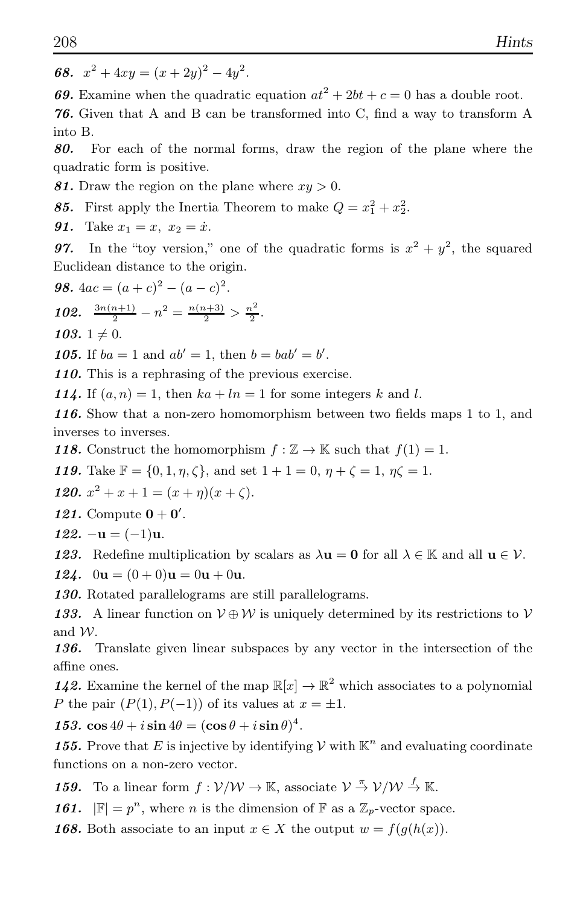***68.*** $x^2 + 4xy = (x + 2y)^2 - 4y^2$.

***69.*** Examine when the quadratic equation $at^2 + 2bt + c = 0$ has a double root.

***76.*** Given that A and B can be transformed into C, find a way to transform A into B.

***80.*** For each of the normal forms, draw the region of the plane where the quadratic form is positive.

***81.*** Draw the region on the plane where $xy > 0$.

***85.*** First apply the Inertia Theorem to make $Q = x_1^2 + x_2^2$.

***91.*** Take $x_1 = x,\ x_2 = \dot{x}$.

***97.*** In the "toy version," one of the quadratic forms is $x^2 + y^2$, the squared Euclidean distance to the origin.

***98.*** $4ac = (a + c)^2 - (a - c)^2$.

***102.*** $\frac{3n(n+1)}{2} - n^2 = \frac{n(n+3)}{2} > \frac{n^2}{2}$.

***103.*** $1 \neq 0$.

***105.*** If $ba = 1$ and $ab' = 1$, then $b = bab' = b'$.

***110.*** This is a rephrasing of the previous exercise.

***114.*** If $(a, n) = 1$, then $ka + ln = 1$ for some integers $k$ and $l$.

***116.*** Show that a non-zero homomorphism between two fields maps 1 to 1, and inverses to inverses.

***118.*** Construct the homomorphism $f : \mathbb{Z} \to \mathbb{K}$ such that $f(1) = 1$.

***119.*** Take $\mathbb{F} = \{0, 1, \eta, \zeta\}$, and set $1 + 1 = 0$, $\eta + \zeta = 1$, $\eta\zeta = 1$.

***120.*** $x^2 + x + 1 = (x + \eta)(x + \zeta)$.

***121.*** Compute $\mathbf{0} + \mathbf{0}'$.

***122.*** $-\mathbf{u} = (-1)\mathbf{u}$.

***123.*** Redefine multiplication by scalars as $\lambda\mathbf{u} = \mathbf{0}$ for all $\lambda \in \mathbb{K}$ and all $\mathbf{u} \in \mathcal{V}$.

***124.*** $0\mathbf{u} = (0 + 0)\mathbf{u} = 0\mathbf{u} + 0\mathbf{u}$.

***130.*** Rotated parallelograms are still parallelograms.

***133.*** A linear function on $\mathcal{V} \oplus \mathcal{W}$ is uniquely determined by its restrictions to $\mathcal{V}$ and $\mathcal{W}$.

***136.*** Translate given linear subspaces by any vector in the intersection of the affine ones.

***142.*** Examine the kernel of the map $\mathbb{R}[x] \to \mathbb{R}^2$ which associates to a polynomial $P$ the pair $(P(1), P(-1))$ of its values at $x = \pm 1$.

***153.*** $\cos 4\theta + i \sin 4\theta = (\cos\theta + i \sin\theta)^4$.

***155.*** Prove that $E$ is injective by identifying $\mathcal{V}$ with $\mathbb{K}^n$ and evaluating coordinate functions on a non-zero vector.

***159.*** To a linear form $f : \mathcal{V}/\mathcal{W} \to \mathbb{K}$, associate $\mathcal{V} \stackrel{\pi}{\to} \mathcal{V}/\mathcal{W} \stackrel{f}{\to} \mathbb{K}$.

***161.*** $|\mathbb{F}| = p^n$, where $n$ is the dimension of $\mathbb{F}$ as a $\mathbb{Z}_p$-vector space.

***168.*** Both associate to an input $x \in X$ the output $w = f(g(h(x)))$.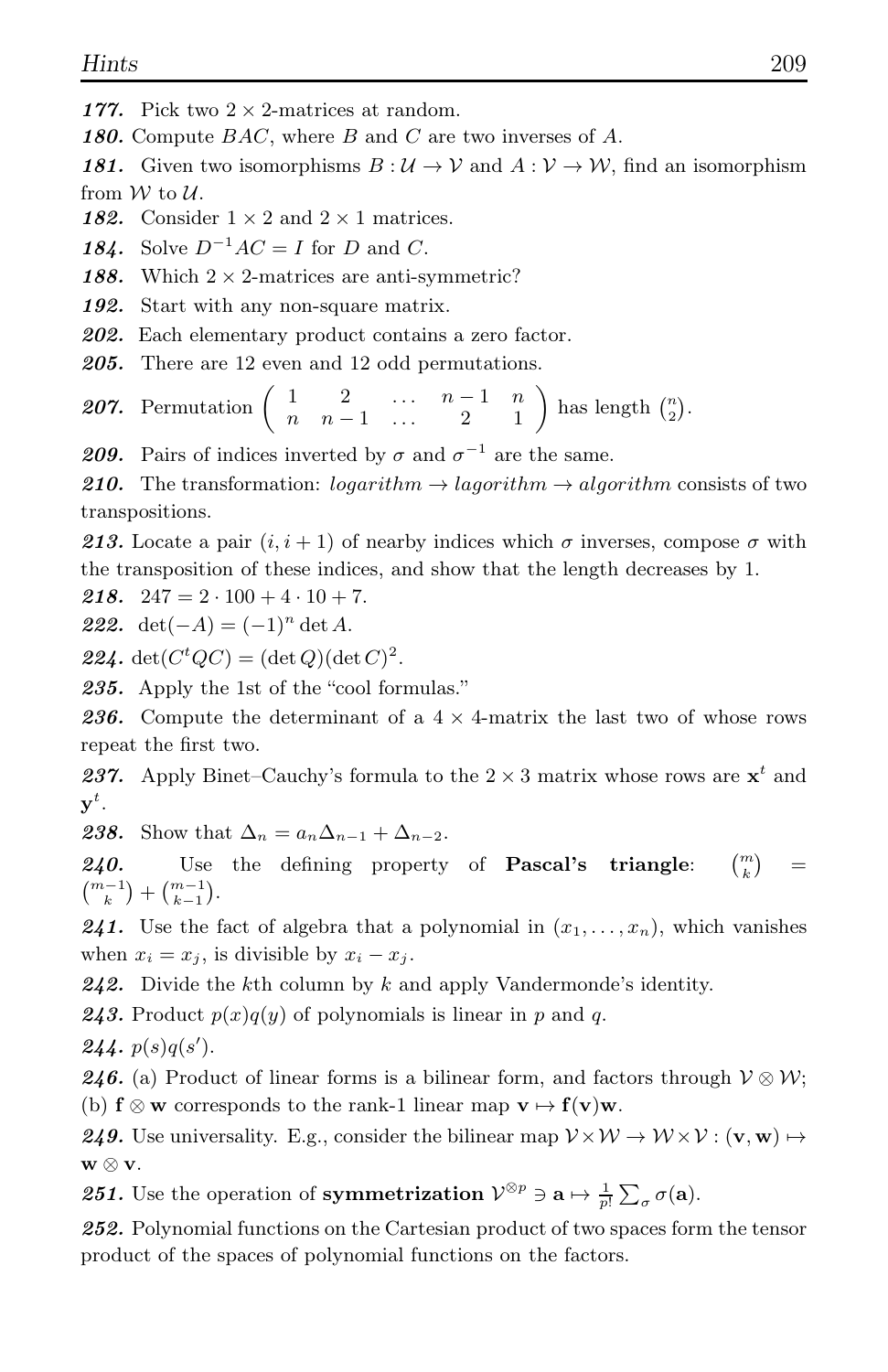***177.*** Pick two $2 \times 2$-matrices at random.

***180.*** Compute $BAC$, where $B$ and $C$ are two inverses of $A$.

***181.*** Given two isomorphisms $B : \mathcal{U} \to \mathcal{V}$ and $A : \mathcal{V} \to \mathcal{W}$, find an isomorphism from $\mathcal{W}$ to $\mathcal{U}$.

***182.*** Consider $1 \times 2$ and $2 \times 1$ matrices.

***184.*** Solve $D^{-1}AC = I$ for $D$ and $C$.

***188.*** Which $2 \times 2$-matrices are anti-symmetric?

***192.*** Start with any non-square matrix.

***202.*** Each elementary product contains a zero factor.

***205.*** There are 12 even and 12 odd permutations.

***207.*** Permutation $\begin{pmatrix} 1 & 2 & \dots & n-1 & n \\ n & n-1 & \dots & 2 & 1 \end{pmatrix}$ has length $\binom{n}{2}$.

***209.*** Pairs of indices inverted by $\sigma$ and $\sigma^{-1}$ are the same.

***210.*** The transformation: *logarithm* $\to$ *lagorithm* $\to$ *algorithm* consists of two transpositions.

***213.*** Locate a pair $(i, i+1)$ of nearby indices which $\sigma$ inverses, compose $\sigma$ with the transposition of these indices, and show that the length decreases by 1.

***218.*** $247 = 2 \cdot 100 + 4 \cdot 10 + 7$.

***222.*** $\det(-A) = (-1)^n \det A$.

***224.*** $\det(C^t Q C) = (\det Q)(\det C)^2$.

***235.*** Apply the 1st of the "cool formulas."

***236.*** Compute the determinant of a $4 \times 4$-matrix the last two of whose rows repeat the first two.

***237.*** Apply Binet–Cauchy's formula to the $2 \times 3$ matrix whose rows are $\mathbf{x}^t$ and $\mathbf{y}^t$.

***238.*** Show that $\Delta_n = a_n \Delta_{n-1} + \Delta_{n-2}$.

***240.*** Use the defining property of **Pascal's triangle**: $\binom{m}{k} = \binom{m-1}{k} + \binom{m-1}{k-1}$.

***241.*** Use the fact of algebra that a polynomial in $(x_1, \dots, x_n)$, which vanishes when $x_i = x_j$, is divisible by $x_i - x_j$.

***242.*** Divide the $k$th column by $k$ and apply Vandermonde's identity.

***243.*** Product $p(x)q(y)$ of polynomials is linear in $p$ and $q$.

***244.*** $p(s)q(s')$.

***246.*** (a) Product of linear forms is a bilinear form, and factors through $\mathcal{V} \otimes \mathcal{W}$; (b) $\mathbf{f} \otimes \mathbf{w}$ corresponds to the rank-1 linear map $\mathbf{v} \mapsto \mathbf{f}(\mathbf{v})\mathbf{w}$.

***249.*** Use universality. E.g., consider the bilinear map $\mathcal{V} \times \mathcal{W} \to \mathcal{W} \times \mathcal{V} : (\mathbf{v}, \mathbf{w}) \mapsto \mathbf{w} \otimes \mathbf{v}$.

***251.*** Use the operation of **symmetrization** $\mathcal{V}^{\otimes p} \ni \mathbf{a} \mapsto \frac{1}{p!} \sum_\sigma \sigma(\mathbf{a})$.

***252.*** Polynomial functions on the Cartesian product of two spaces form the tensor product of the spaces of polynomial functions on the factors.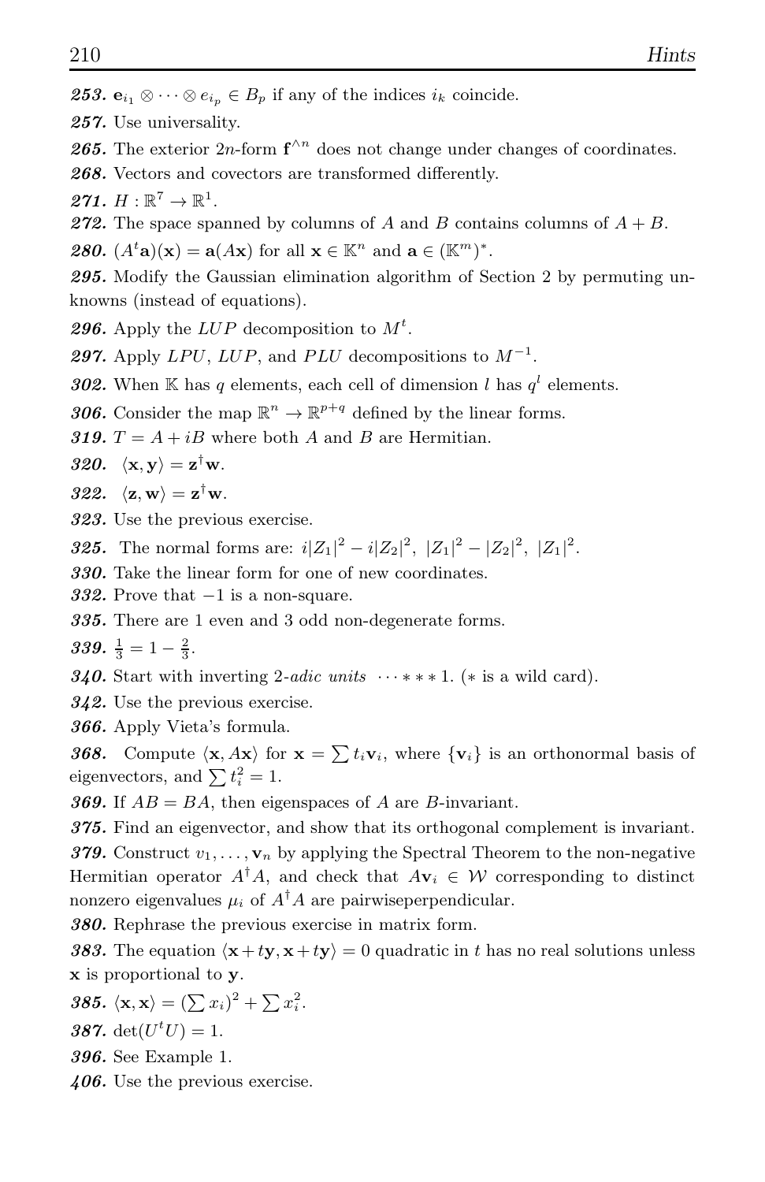**253.** $\mathbf{e}_{i_1} \otimes \cdots \otimes e_{i_p} \in B_p$ if any of the indices $i_k$ coincide.

**257.** Use universality.

**265.** The exterior $2n$-form $\mathbf{f}^{\wedge n}$ does not change under changes of coordinates.

**268.** Vectors and covectors are transformed differently.

**271.** $H : \mathbb{R}^7 \to \mathbb{R}^1$.

**272.** The space spanned by columns of $A$ and $B$ contains columns of $A + B$.

**280.** $(A^t\mathbf{a})(\mathbf{x}) = \mathbf{a}(A\mathbf{x})$ for all $\mathbf{x} \in \mathbb{K}^n$ and $\mathbf{a} \in (\mathbb{K}^m)^*$.

**295.** Modify the Gaussian elimination algorithm of Section 2 by permuting unknowns (instead of equations).

**296.** Apply the $LUP$ decomposition to $M^t$.

**297.** Apply $LPU$, $LUP$, and $PLU$ decompositions to $M^{-1}$.

**302.** When $\mathbb{K}$ has $q$ elements, each cell of dimension $l$ has $q^l$ elements.

**306.** Consider the map $\mathbb{R}^n \to \mathbb{R}^{p+q}$ defined by the linear forms.

**319.** $T = A + iB$ where both $A$ and $B$ are Hermitian.

**320.** $\langle \mathbf{x}, \mathbf{y} \rangle = \mathbf{z}^\dagger \mathbf{w}$.

**322.** $\langle \mathbf{z}, \mathbf{w} \rangle = \mathbf{z}^\dagger \mathbf{w}$.

**323.** Use the previous exercise.

**325.** The normal forms are: $i|Z_1|^2 - i|Z_2|^2,\ |Z_1|^2 - |Z_2|^2,\ |Z_1|^2$.

**330.** Take the linear form for one of new coordinates.

**332.** Prove that $-1$ is a non-square.

**335.** There are 1 even and 3 odd non-degenerate forms.

**339.** $\frac{1}{3} = 1 - \frac{2}{3}$.

**340.** Start with inverting 2-*adic units* $\cdots * * * 1$. ($*$ is a wild card).

**342.** Use the previous exercise.

**366.** Apply Vieta's formula.

**368.** Compute $\langle \mathbf{x}, A\mathbf{x} \rangle$ for $\mathbf{x} = \sum t_i \mathbf{v}_i$, where $\{\mathbf{v}_i\}$ is an orthonormal basis of eigenvectors, and $\sum t_i^2 = 1$.

**369.** If $AB = BA$, then eigenspaces of $A$ are $B$-invariant.

**375.** Find an eigenvector, and show that its orthogonal complement is invariant.

**379.** Construct $v_1, \ldots, \mathbf{v}_n$ by applying the Spectral Theorem to the non-negative Hermitian operator $A^\dagger A$, and check that $A\mathbf{v}_i \in \mathcal{W}$ corresponding to distinct nonzero eigenvalues $\mu_i$ of $A^\dagger A$ are pairwiseperpendicular.

**380.** Rephrase the previous exercise in matrix form.

**383.** The equation $\langle \mathbf{x} + t\mathbf{y}, \mathbf{x} + t\mathbf{y} \rangle = 0$ quadratic in $t$ has no real solutions unless $\mathbf{x}$ is proportional to $\mathbf{y}$.

**385.** $\langle \mathbf{x}, \mathbf{x} \rangle = (\sum x_i)^2 + \sum x_i^2$.

**387.** $\det(U^t U) = 1$.

**396.** See Example 1.

**406.** Use the previous exercise.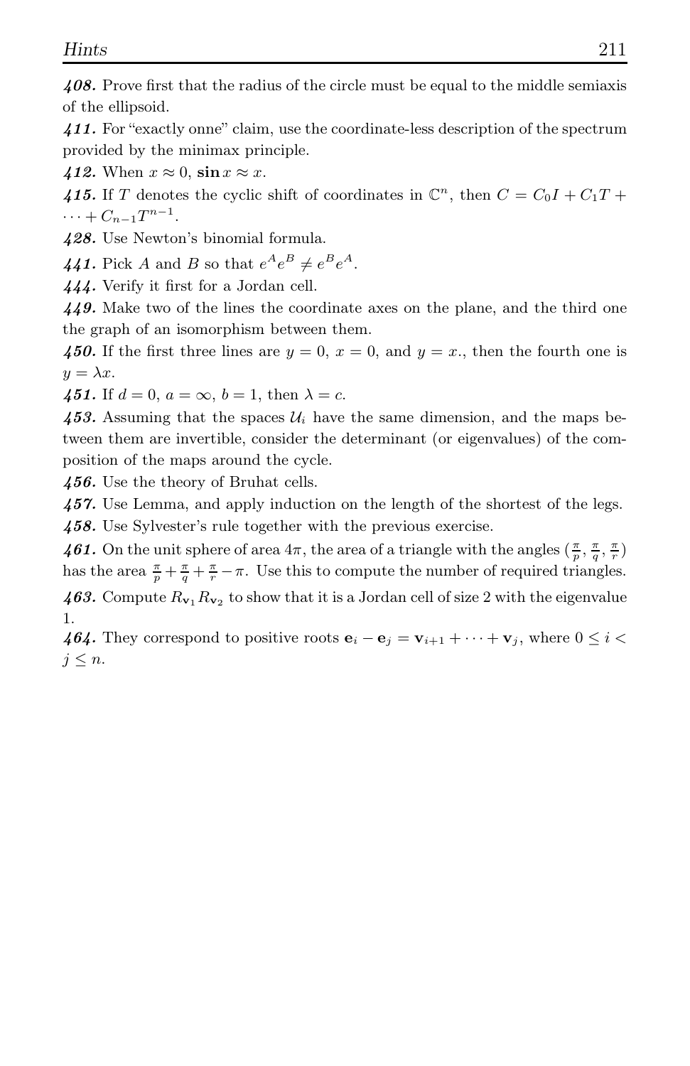***408.*** Prove first that the radius of the circle must be equal to the middle semiaxis of the ellipsoid.

***411.*** For "exactly onne" claim, use the coordinate-less description of the spectrum provided by the minimax principle.

***412.*** When $x \approx 0$, $\sin x \approx x$.

***415.*** If $T$ denotes the cyclic shift of coordinates in $\mathbb{C}^n$, then $C = C_0 I + C_1 T + \cdots + C_{n-1} T^{n-1}$.

***428.*** Use Newton's binomial formula.

***441.*** Pick $A$ and $B$ so that $e^A e^B \neq e^B e^A$.

***444.*** Verify it first for a Jordan cell.

***449.*** Make two of the lines the coordinate axes on the plane, and the third one the graph of an isomorphism between them.

***450.*** If the first three lines are $y = 0$, $x = 0$, and $y = x$., then the fourth one is $y = \lambda x$.

***451.*** If $d = 0$, $a = \infty$, $b = 1$, then $\lambda = c$.

***453.*** Assuming that the spaces $\mathcal{U}_i$ have the same dimension, and the maps between them are invertible, consider the determinant (or eigenvalues) of the composition of the maps around the cycle.

***456.*** Use the theory of Bruhat cells.

***457.*** Use Lemma, and apply induction on the length of the shortest of the legs.

***458.*** Use Sylvester's rule together with the previous exercise.

***461.*** On the unit sphere of area $4\pi$, the area of a triangle with the angles $(\frac{\pi}{p}, \frac{\pi}{q}, \frac{\pi}{r})$ has the area $\frac{\pi}{p} + \frac{\pi}{q} + \frac{\pi}{r} - \pi$. Use this to compute the number of required triangles.

***463.*** Compute $R_{\mathbf{v}_1} R_{\mathbf{v}_2}$ to show that it is a Jordan cell of size 2 with the eigenvalue 1.

***464.*** They correspond to positive roots $\mathbf{e}_i - \mathbf{e}_j = \mathbf{v}_{i+1} + \cdots + \mathbf{v}_j$, where $0 \leq i < j \leq n$.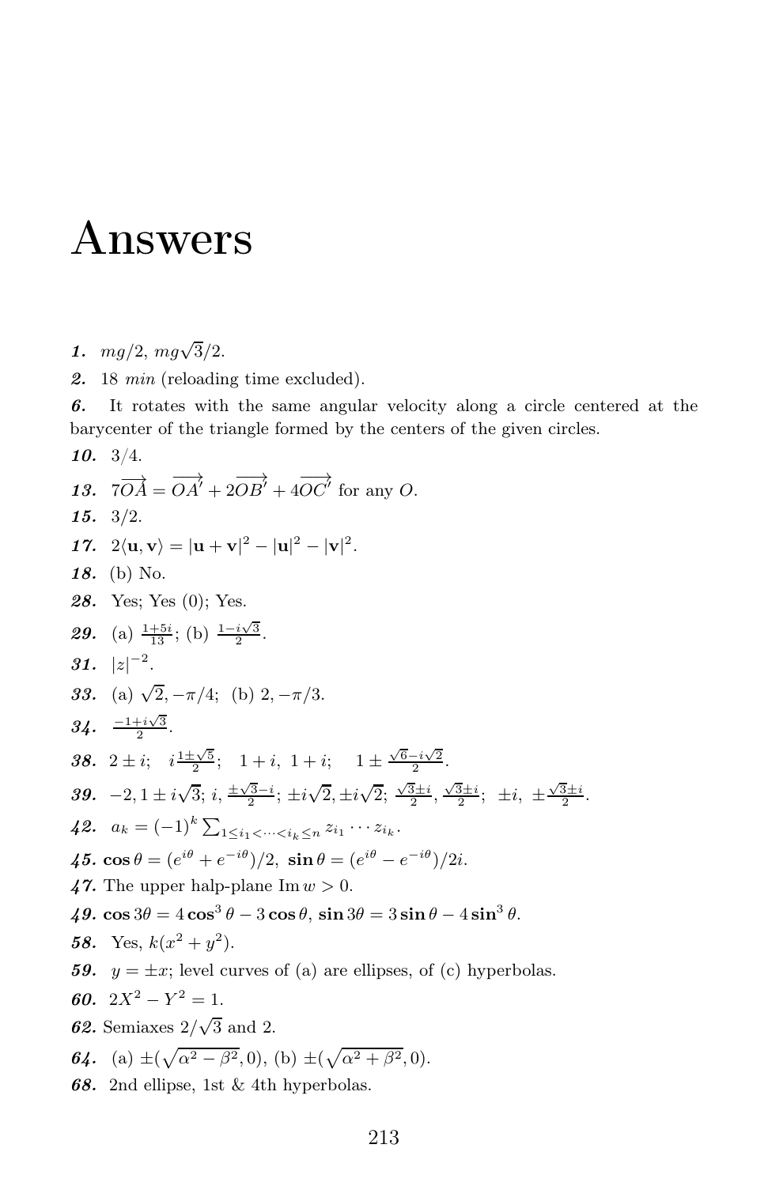# Answers

***1.*** $mg/2$, $mg\sqrt{3}/2$.

***2.*** 18 *min* (reloading time excluded).

***6.*** It rotates with the same angular velocity along a circle centered at the barycenter of the triangle formed by the centers of the given circles.

***10.*** $3/4$.

***13.*** $7\overrightarrow{OA} = \overrightarrow{OA'} + 2\overrightarrow{OB'} + 4\overrightarrow{OC'}$ for any $O$.

***15.*** $3/2$.

***17.*** $2\langle \mathbf{u}, \mathbf{v} \rangle = |\mathbf{u} + \mathbf{v}|^2 - |\mathbf{u}|^2 - |\mathbf{v}|^2$.

***18.*** (b) No.

***28.*** Yes; Yes (0); Yes.

***29.*** (a) $\frac{1+5i}{13}$; (b) $\frac{1-i\sqrt{3}}{2}$.

***31.*** $|z|^{-2}$.

***33.*** (a) $\sqrt{2}, -\pi/4$; (b) $2, -\pi/3$.

***34.*** $\frac{-1+i\sqrt{3}}{2}$.

***38.*** $2 \pm i$; $i\frac{1\pm\sqrt{5}}{2}$; $1+i$, $1+i$; $1 \pm \frac{\sqrt{6}-i\sqrt{2}}{2}$.

***39.*** $-2, 1 \pm i\sqrt{3}$; $i, \frac{\pm\sqrt{3}-i}{2}$; $\pm i\sqrt{2}, \pm i\sqrt{2}$; $\frac{\sqrt{3}\pm i}{2}, \frac{\sqrt{3}\pm i}{2}$; $\pm i$, $\pm\frac{\sqrt{3}\pm i}{2}$.

***42.*** $a_k = (-1)^k \sum_{1\le i_1 < \cdots < i_k \le n} z_{i_1} \cdots z_{i_k}$.

***45.*** $\cos\theta = (e^{i\theta} + e^{-i\theta})/2$, $\sin\theta = (e^{i\theta} - e^{-i\theta})/2i$.

***47.*** The upper halp-plane $\operatorname{Im} w > 0$.

***49.*** $\cos 3\theta = 4\cos^3\theta - 3\cos\theta$, $\sin 3\theta = 3\sin\theta - 4\sin^3\theta$.

***58.*** Yes, $k(x^2 + y^2)$.

***59.*** $y = \pm x$; level curves of (a) are ellipses, of (c) hyperbolas.

***60.*** $2X^2 - Y^2 = 1$.

***62.*** Semiaxes $2/\sqrt{3}$ and 2.

***64.*** (a) $\pm(\sqrt{\alpha^2 - \beta^2}, 0)$, (b) $\pm(\sqrt{\alpha^2 + \beta^2}, 0)$.

***68.*** 2nd ellipse, 1st & 4th hyperbolas.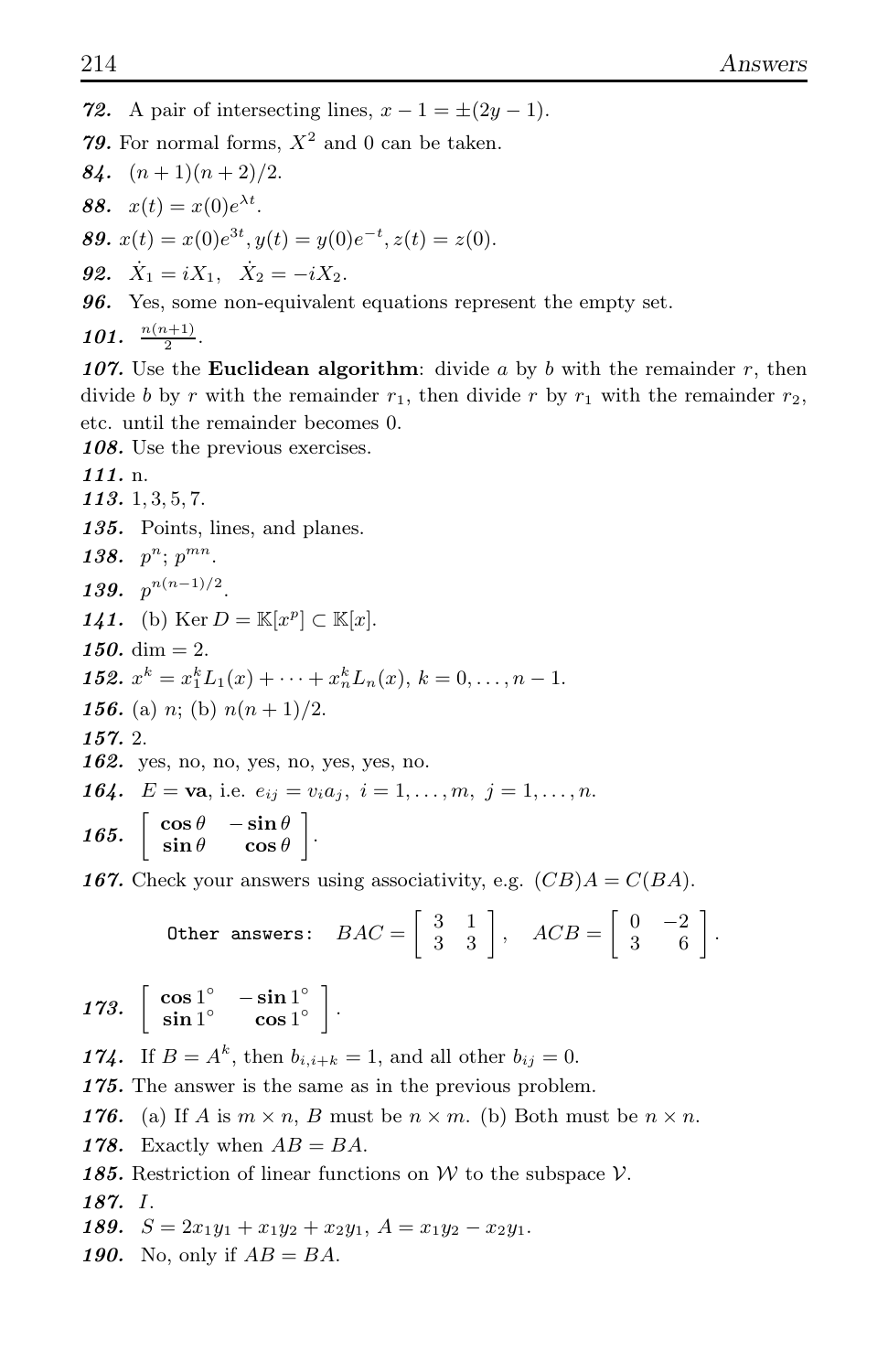***72.*** A pair of intersecting lines, $x - 1 = \pm(2y - 1)$.

***79.*** For normal forms, $X^2$ and 0 can be taken.

***84.*** $(n+1)(n+2)/2$.

***88.*** $x(t) = x(0)e^{\lambda t}$.

***89.*** $x(t) = x(0)e^{3t}, y(t) = y(0)e^{-t}, z(t) = z(0)$.

***92.*** $\dot{X}_1 = iX_1, \quad \dot{X}_2 = -iX_2$.

***96.*** Yes, some non-equivalent equations represent the empty set.

***101.*** $\frac{n(n+1)}{2}$.

***107.*** Use the **Euclidean algorithm**: divide $a$ by $b$ with the remainder $r$, then divide $b$ by $r$ with the remainder $r_1$, then divide $r$ by $r_1$ with the remainder $r_2$, etc. until the remainder becomes 0.

***108.*** Use the previous exercises.

***111.*** n.

***113.*** $1, 3, 5, 7$.

***135.*** Points, lines, and planes.

***138.*** $p^n$; $p^{mn}$.

***139.*** $p^{n(n-1)/2}$.

***141.*** (b) $\operatorname{Ker} D = \mathbb{K}[x^p] \subset \mathbb{K}[x]$.

***150.*** $\dim = 2$.

***152.*** $x^k = x_1^k L_1(x) + \cdots + x_n^k L_n(x)$, $k = 0, \dots, n-1$.

***156.*** (a) $n$; (b) $n(n+1)/2$.

***157.*** 2.

***162.*** yes, no, no, yes, no, yes, yes, no.

***164.*** $E = \mathbf{va}$, i.e. $e_{ij} = v_i a_j$, $i = 1, \dots, m$, $j = 1, \dots, n$.

***165.*** $\begin{bmatrix} \cos\theta & -\sin\theta \\ \sin\theta & \cos\theta \end{bmatrix}$.

***167.*** Check your answers using associativity, e.g. $(CB)A = C(BA)$.

$$\texttt{Other answers:} \quad BAC = \begin{bmatrix} 3 & 1 \\ 3 & 3 \end{bmatrix}, \quad ACB = \begin{bmatrix} 0 & -2 \\ 3 & 6 \end{bmatrix}.$$

***173.*** $\begin{bmatrix} \cos 1^\circ & -\sin 1^\circ \\ \sin 1^\circ & \cos 1^\circ \end{bmatrix}$.

***174.*** If $B = A^k$, then $b_{i,i+k} = 1$, and all other $b_{ij} = 0$.

***175.*** The answer is the same as in the previous problem.

***176.*** (a) If $A$ is $m \times n$, $B$ must be $n \times m$. (b) Both must be $n \times n$.

***178.*** Exactly when $AB = BA$.

***185.*** Restriction of linear functions on $\mathcal{W}$ to the subspace $\mathcal{V}$.

***187.*** $I$.

***189.*** $S = 2x_1y_1 + x_1y_2 + x_2y_1$, $A = x_1y_2 - x_2y_1$.

***190.*** No, only if $AB = BA$.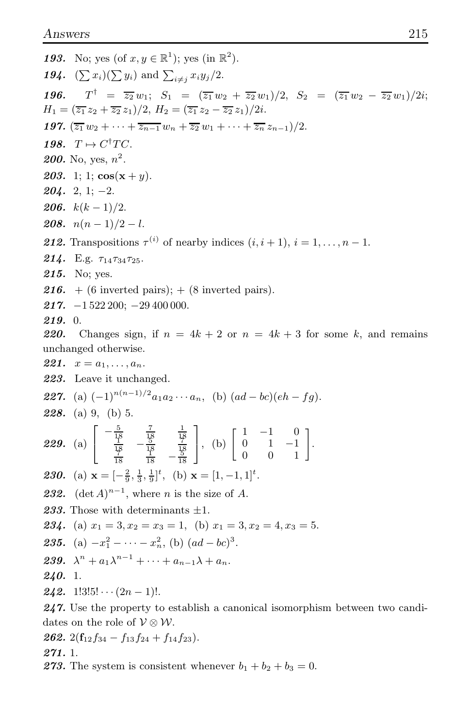***193.*** No; yes (of $x, y \in \mathbb{R}^1$); yes (in $\mathbb{R}^2$).

***194.*** $(\sum x_i)(\sum y_i)$ and $\sum_{i \neq j} x_i y_j / 2$.

***196.*** $T^\dagger = \overline{z_2}\, w_1$; $S_1 = (\overline{z_1}\, w_2 + \overline{z_2}\, w_1)/2$, $S_2 = (\overline{z_1}\, w_2 - \overline{z_2}\, w_1)/2i$; $H_1 = (\overline{z_1}\, z_2 + \overline{z_2}\, z_1)/2$, $H_2 = (\overline{z_1}\, z_2 - \overline{z_2}\, z_1)/2i$.

***197.*** $(\overline{z_1}\, w_2 + \cdots + \overline{z_{n-1}}\, w_n + \overline{z_2}\, w_1 + \cdots + \overline{z_n}\, z_{n-1})/2$.

***198.*** $T \mapsto C^\dagger T C$.

***200.*** No, yes, $n^2$.

***203.*** 1; 1; $\mathbf{cos}(\mathbf{x} + y)$.

***204.*** 2, 1; $-2$.

***206.*** $k(k-1)/2$.

***208.*** $n(n-1)/2 - l$.

***212.*** Transpositions $\tau^{(i)}$ of nearby indices $(i, i+1)$, $i = 1, \dots, n-1$.

***214.*** E.g. $\tau_{14}\tau_{34}\tau_{25}$.

***215.*** No; yes.

***216.*** + (6 inverted pairs); + (8 inverted pairs).

***217.*** $-1\,522\,200$; $-29\,400\,000$.

***219.*** 0.

***220.*** Changes sign, if $n = 4k+2$ or $n = 4k+3$ for some $k$, and remains unchanged otherwise.

***221.*** $x = a_1, \dots, a_n$.

***223.*** Leave it unchanged.

***227.*** (a) $(-1)^{n(n-1)/2} a_1 a_2 \cdots a_n$, (b) $(ad - bc)(eh - fg)$.

***228.*** (a) 9, (b) 5.

***229.*** (a) $\begin{bmatrix} -\frac{5}{18} & \frac{7}{18} & \frac{1}{18} \\ \frac{1}{18} & -\frac{5}{18} & \frac{7}{18} \\ \frac{7}{18} & \frac{1}{18} & -\frac{5}{18} \end{bmatrix}$, (b) $\begin{bmatrix} 1 & -1 & 0 \\ 0 & 1 & -1 \\ 0 & 0 & 1 \end{bmatrix}$.

***230.*** (a) $\mathbf{x} = [-\frac{2}{9}, \frac{1}{3}, \frac{1}{9}]^t$, (b) $\mathbf{x} = [1, -1, 1]^t$.

***232.*** $(\det A)^{n-1}$, where $n$ is the size of $A$.

***233.*** Those with determinants $\pm 1$.

***234.*** (a) $x_1 = 3, x_2 = x_3 = 1$, (b) $x_1 = 3, x_2 = 4, x_3 = 5$.

***235.*** (a) $-x_1^2 - \cdots - x_n^2$, (b) $(ad - bc)^3$.

***239.*** $\lambda^n + a_1 \lambda^{n-1} + \cdots + a_{n-1}\lambda + a_n$.

***240.*** 1.

***242.*** $1!3!5! \cdots (2n-1)!$.

***247.*** Use the property to establish a canonical isomorphism between two candidates on the role of $\mathcal{V} \otimes \mathcal{W}$.

***262.*** $2(\mathbf{f}_{12} f_{34} - f_{13} f_{24} + f_{14} f_{23})$.

***271.*** 1.

***273.*** The system is consistent whenever $b_1 + b_2 + b_3 = 0$.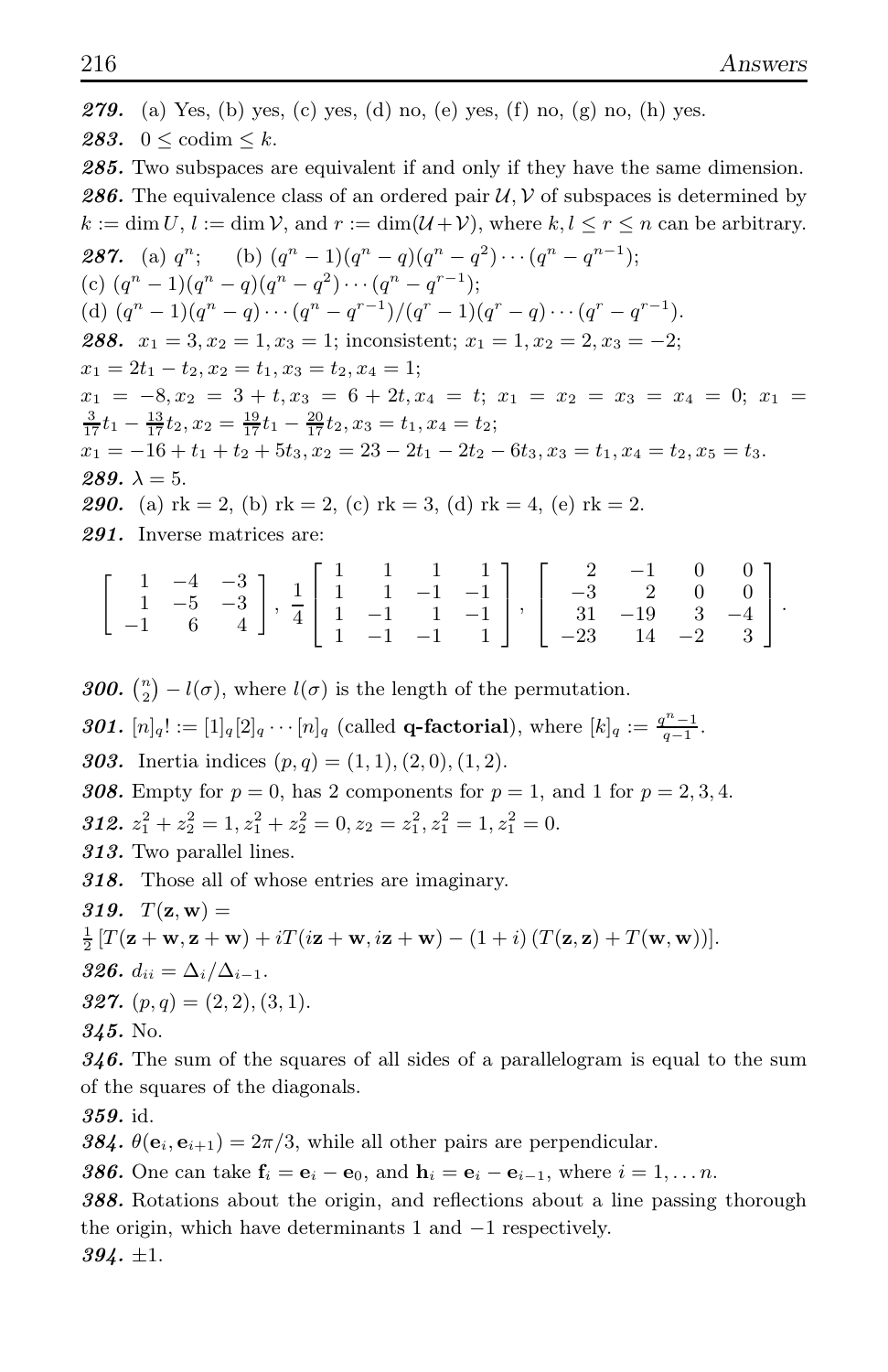***279.*** (a) Yes, (b) yes, (c) yes, (d) no, (e) yes, (f) no, (g) no, (h) yes.

***283.*** $0 \le \text{codim} \le k$.

***285.*** Two subspaces are equivalent if and only if they have the same dimension.

***286.*** The equivalence class of an ordered pair $\mathcal{U}, \mathcal{V}$ of subspaces is determined by $k := \dim U$, $l := \dim \mathcal{V}$, and $r := \dim(\mathcal{U}+\mathcal{V})$, where $k, l \le r \le n$ can be arbitrary.

***287.*** (a) $q^n$; (b) $(q^n-1)(q^n-q)(q^n-q^2)\cdots(q^n-q^{n-1})$;
(c) $(q^n-1)(q^n-q)(q^n-q^2)\cdots(q^n-q^{r-1})$;
(d) $(q^n-1)(q^n-q)\cdots(q^n-q^{r-1})/(q^r-1)(q^r-q)\cdots(q^r-q^{r-1})$.

***288.*** $x_1=3, x_2=1, x_3=1$; inconsistent; $x_1=1, x_2=2, x_3=-2$;
$x_1=2t_1-t_2, x_2=t_1, x_3=t_2, x_4=1$;
$x_1=-8, x_2=3+t, x_3=6+2t, x_4=t$; $x_1=x_2=x_3=x_4=0$; $x_1=\frac{3}{17}t_1-\frac{13}{17}t_2, x_2=\frac{19}{17}t_1-\frac{20}{17}t_2, x_3=t_1, x_4=t_2$;
$x_1=-16+t_1+t_2+5t_3, x_2=23-2t_1-2t_2-6t_3, x_3=t_1, x_4=t_2, x_5=t_3$.

***289.*** $\lambda=5$.

***290.*** (a) rk $=2$, (b) rk $=2$, (c) rk $=3$, (d) rk $=4$, (e) rk $=2$.

***291.*** Inverse matrices are:

$$\begin{bmatrix} 1 & -4 & -3 \\ 1 & -5 & -3 \\ -1 & 6 & 4 \end{bmatrix}, \ \frac{1}{4}\begin{bmatrix} 1 & 1 & 1 & 1 \\ 1 & 1 & -1 & -1 \\ 1 & -1 & 1 & -1 \\ 1 & -1 & -1 & 1 \end{bmatrix}, \ \begin{bmatrix} 2 & -1 & 0 & 0 \\ -3 & 2 & 0 & 0 \\ 31 & -19 & 3 & -4 \\ -23 & 14 & -2 & 3 \end{bmatrix}.$$

***300.*** $\binom{n}{2} - l(\sigma)$, where $l(\sigma)$ is the length of the permutation.

***301.*** $[n]_q! := [1]_q[2]_q\cdots[n]_q$ (called **q-factorial**), where $[k]_q := \frac{q^n-1}{q-1}$.

***303.*** Inertia indices $(p,q) = (1,1), (2,0), (1,2)$.

***308.*** Empty for $p=0$, has 2 components for $p=1$, and 1 for $p=2,3,4$.

***312.*** $z_1^2+z_2^2=1, z_1^2+z_2^2=0, z_2=z_1^2, z_1^2=1, z_1^2=0$.

***313.*** Two parallel lines.

***318.*** Those all of whose entries are imaginary.

***319.*** $T(\mathbf{z},\mathbf{w}) =$
$\frac{1}{2}\left[T(\mathbf{z}+\mathbf{w},\mathbf{z}+\mathbf{w}) + iT(i\mathbf{z}+\mathbf{w}, i\mathbf{z}+\mathbf{w}) - (1+i)\left(T(\mathbf{z},\mathbf{z})+T(\mathbf{w},\mathbf{w})\right)\right]$.

***326.*** $d_{ii} = \Delta_i/\Delta_{i-1}$.

***327.*** $(p,q) = (2,2), (3,1)$.

***345.*** No.

***346.*** The sum of the squares of all sides of a parallelogram is equal to the sum of the squares of the diagonals.

***359.*** id.

***384.*** $\theta(\mathbf{e}_i, \mathbf{e}_{i+1}) = 2\pi/3$, while all other pairs are perpendicular.

***386.*** One can take $\mathbf{f}_i = \mathbf{e}_i - \mathbf{e}_0$, and $\mathbf{h}_i = \mathbf{e}_i - \mathbf{e}_{i-1}$, where $i = 1, \dots n$.

***388.*** Rotations about the origin, and reflections about a line passing thorough the origin, which have determinants 1 and $-1$ respectively.

***394.*** $\pm 1$.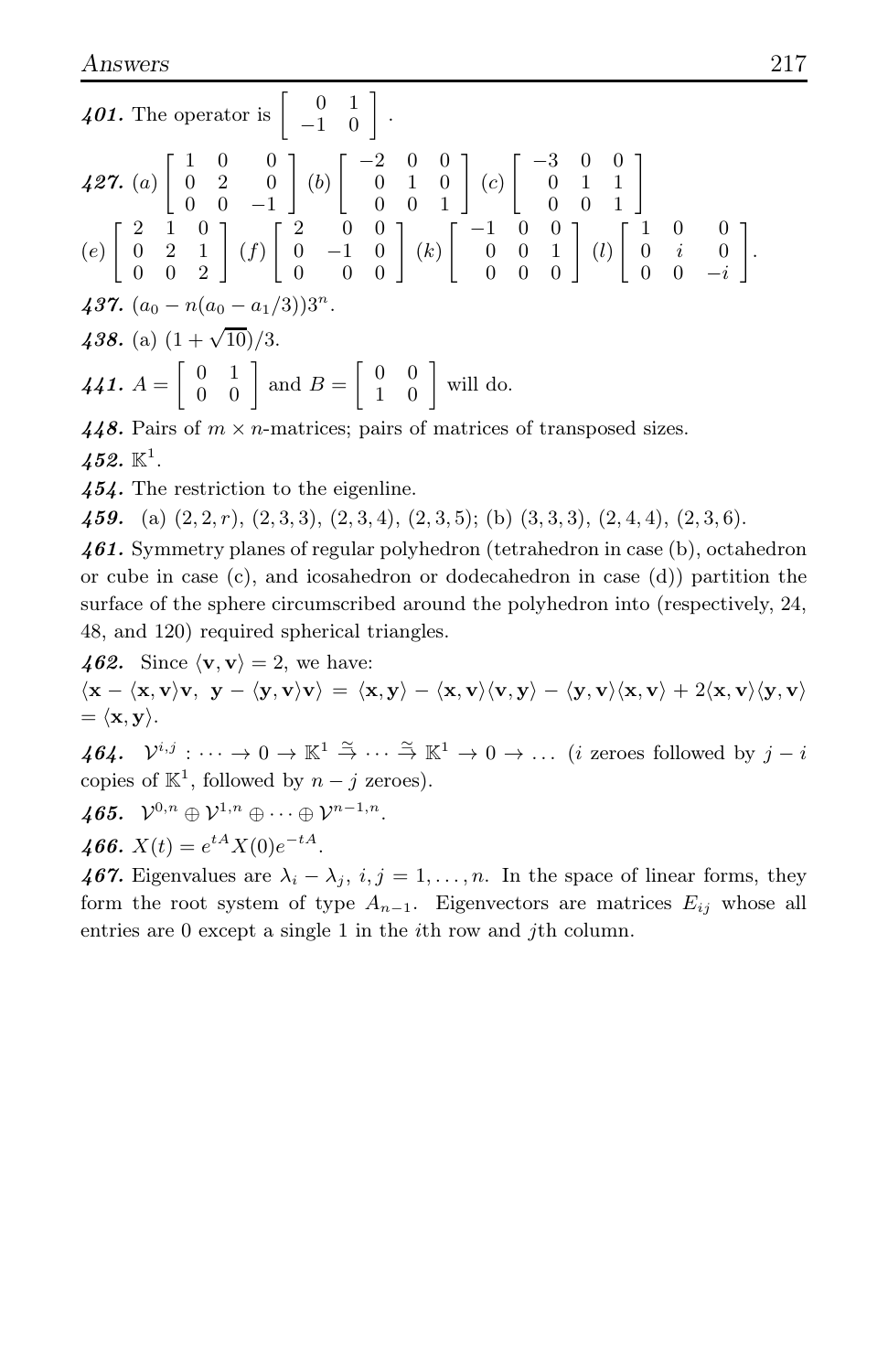***401.*** The operator is $\begin{bmatrix} 0 & 1 \\ -1 & 0 \end{bmatrix}$.

***427.*** $(a)\begin{bmatrix} 1 & 0 & 0 \\ 0 & 2 & 0 \\ 0 & 0 & -1 \end{bmatrix}$ $(b)\begin{bmatrix} -2 & 0 & 0 \\ 0 & 1 & 0 \\ 0 & 0 & 1 \end{bmatrix}$ $(c)\begin{bmatrix} -3 & 0 & 0 \\ 0 & 1 & 1 \\ 0 & 0 & 1 \end{bmatrix}$
$(e)\begin{bmatrix} 2 & 1 & 0 \\ 0 & 2 & 1 \\ 0 & 0 & 2 \end{bmatrix}$ $(f)\begin{bmatrix} 2 & 0 & 0 \\ 0 & -1 & 0 \\ 0 & 0 & 0 \end{bmatrix}$ $(k)\begin{bmatrix} -1 & 0 & 0 \\ 0 & 0 & 1 \\ 0 & 0 & 0 \end{bmatrix}$ $(l)\begin{bmatrix} 1 & 0 & 0 \\ 0 & i & 0 \\ 0 & 0 & -i \end{bmatrix}$.

***437.*** $(a_0 - n(a_0 - a_1/3))3^n$.

***438.*** (a) $(1+\sqrt{10})/3$.

***441.*** $A = \begin{bmatrix} 0 & 1 \\ 0 & 0 \end{bmatrix}$ and $B = \begin{bmatrix} 0 & 0 \\ 1 & 0 \end{bmatrix}$ will do.

***448.*** Pairs of $m \times n$-matrices; pairs of matrices of transposed sizes.

***452.*** $\mathbb{K}^1$.

***454.*** The restriction to the eigenline.

***459.*** (a) $(2,2,r)$, $(2,3,3)$, $(2,3,4)$, $(2,3,5)$; (b) $(3,3,3)$, $(2,4,4)$, $(2,3,6)$.

***461.*** Symmetry planes of regular polyhedron (tetrahedron in case (b), octahedron or cube in case (c), and icosahedron or dodecahedron in case (d)) partition the surface of the sphere circumscribed around the polyhedron into (respectively, 24, 48, and 120) required spherical triangles.

***462.*** Since $\langle \mathbf{v}, \mathbf{v} \rangle = 2$, we have:
$\langle \mathbf{x} - \langle \mathbf{x}, \mathbf{v} \rangle \mathbf{v},\ \mathbf{y} - \langle \mathbf{y}, \mathbf{v} \rangle \mathbf{v} \rangle = \langle \mathbf{x}, \mathbf{y} \rangle - \langle \mathbf{x}, \mathbf{v} \rangle \langle \mathbf{v}, \mathbf{y} \rangle - \langle \mathbf{y}, \mathbf{v} \rangle \langle \mathbf{x}, \mathbf{v} \rangle + 2\langle \mathbf{x}, \mathbf{v} \rangle \langle \mathbf{y}, \mathbf{v} \rangle$
$= \langle \mathbf{x}, \mathbf{y} \rangle$.

***464.*** $\mathcal{V}^{i,j} : \dots \to 0 \to \mathbb{K}^1 \overset{\cong}{\to} \dots \overset{\cong}{\to} \mathbb{K}^1 \to 0 \to \dots$ ($i$ zeroes followed by $j-i$ copies of $\mathbb{K}^1$, followed by $n-j$ zeroes).

***465.*** $\mathcal{V}^{0,n} \oplus \mathcal{V}^{1,n} \oplus \dots \oplus \mathcal{V}^{n-1,n}$.

***466.*** $X(t) = e^{tA} X(0) e^{-tA}$.

***467.*** Eigenvalues are $\lambda_i - \lambda_j$, $i,j = 1,\dots,n$. In the space of linear forms, they form the root system of type $A_{n-1}$. Eigenvectors are matrices $E_{ij}$ whose all entries are 0 except a single 1 in the $i$th row and $j$th column.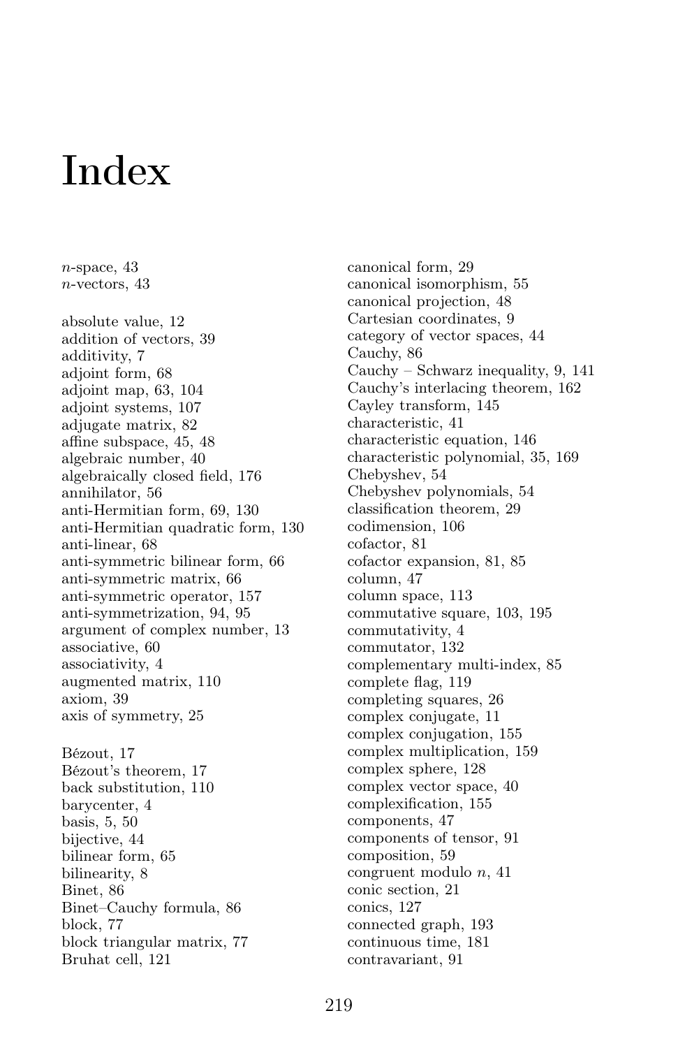# Index

$n$-space, 43
$n$-vectors, 43

absolute value, 12
addition of vectors, 39
additivity, 7
adjoint form, 68
adjoint map, 63, 104
adjoint systems, 107
adjugate matrix, 82
affine subspace, 45, 48
algebraic number, 40
algebraically closed field, 176
annihilator, 56
anti-Hermitian form, 69, 130
anti-Hermitian quadratic form, 130
anti-linear, 68
anti-symmetric bilinear form, 66
anti-symmetric matrix, 66
anti-symmetric operator, 157
anti-symmetrization, 94, 95
argument of complex number, 13
associative, 60
associativity, 4
augmented matrix, 110
axiom, 39
axis of symmetry, 25

Bézout, 17
Bézout's theorem, 17
back substitution, 110
barycenter, 4
basis, 5, 50
bijective, 44
bilinear form, 65
bilinearity, 8
Binet, 86
Binet–Cauchy formula, 86
block, 77
block triangular matrix, 77
Bruhat cell, 121

canonical form, 29
canonical isomorphism, 55
canonical projection, 48
Cartesian coordinates, 9
category of vector spaces, 44
Cauchy, 86
Cauchy – Schwarz inequality, 9, 141
Cauchy's interlacing theorem, 162
Cayley transform, 145
characteristic, 41
characteristic equation, 146
characteristic polynomial, 35, 169
Chebyshev, 54
Chebyshev polynomials, 54
classification theorem, 29
codimension, 106
cofactor, 81
cofactor expansion, 81, 85
column, 47
column space, 113
commutative square, 103, 195
commutativity, 4
commutator, 132
complementary multi-index, 85
complete flag, 119
completing squares, 26
complex conjugate, 11
complex conjugation, 155
complex multiplication, 159
complex sphere, 128
complex vector space, 40
complexification, 155
components, 47
components of tensor, 91
composition, 59
congruent modulo $n$, 41
conic section, 21
conics, 127
connected graph, 193
continuous time, 181
contravariant, 91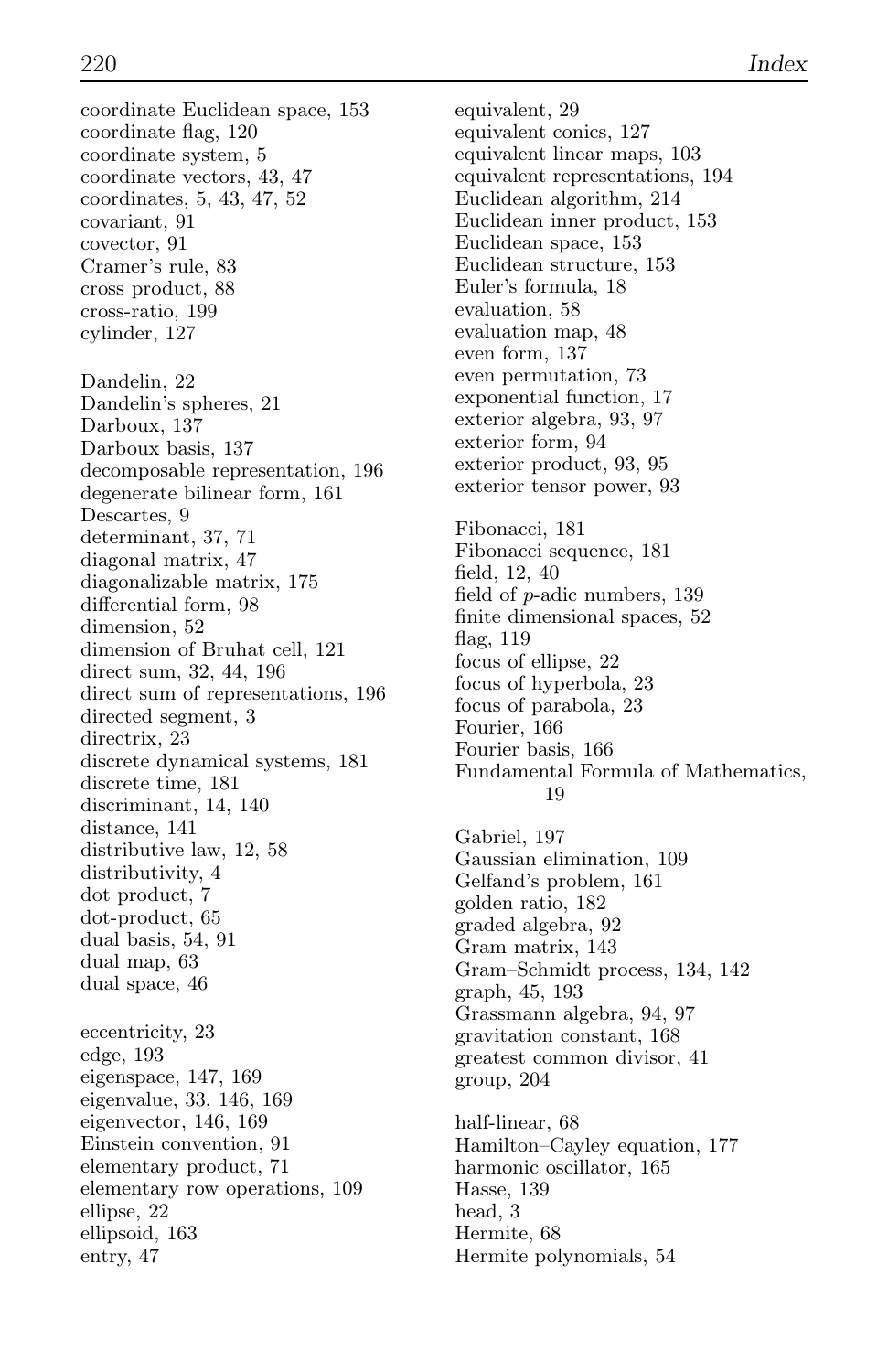coordinate Euclidean space, 153
coordinate flag, 120
coordinate system, 5
coordinate vectors, 43, 47
coordinates, 5, 43, 47, 52
covariant, 91
covector, 91
Cramer's rule, 83
cross product, 88
cross-ratio, 199
cylinder, 127

Dandelin, 22
Dandelin's spheres, 21
Darboux, 137
Darboux basis, 137
decomposable representation, 196
degenerate bilinear form, 161
Descartes, 9
determinant, 37, 71
diagonal matrix, 47
diagonalizable matrix, 175
differential form, 98
dimension, 52
dimension of Bruhat cell, 121
direct sum, 32, 44, 196
direct sum of representations, 196
directed segment, 3
directrix, 23
discrete dynamical systems, 181
discrete time, 181
discriminant, 14, 140
distance, 141
distributive law, 12, 58
distributivity, 4
dot product, 7
dot-product, 65
dual basis, 54, 91
dual map, 63
dual space, 46

eccentricity, 23
edge, 193
eigenspace, 147, 169
eigenvalue, 33, 146, 169
eigenvector, 146, 169
Einstein convention, 91
elementary product, 71
elementary row operations, 109
ellipse, 22
ellipsoid, 163
entry, 47

equivalent, 29
equivalent conics, 127
equivalent linear maps, 103
equivalent representations, 194
Euclidean algorithm, 214
Euclidean inner product, 153
Euclidean space, 153
Euclidean structure, 153
Euler's formula, 18
evaluation, 58
evaluation map, 48
even form, 137
even permutation, 73
exponential function, 17
exterior algebra, 93, 97
exterior form, 94
exterior product, 93, 95
exterior tensor power, 93

Fibonacci, 181
Fibonacci sequence, 181
field, 12, 40
field of $p$-adic numbers, 139
finite dimensional spaces, 52
flag, 119
focus of ellipse, 22
focus of hyperbola, 23
focus of parabola, 23
Fourier, 166
Fourier basis, 166
Fundamental Formula of Mathematics, 19

Gabriel, 197
Gaussian elimination, 109
Gelfand's problem, 161
golden ratio, 182
graded algebra, 92
Gram matrix, 143
Gram–Schmidt process, 134, 142
graph, 45, 193
Grassmann algebra, 94, 97
gravitation constant, 168
greatest common divisor, 41
group, 204

half-linear, 68
Hamilton–Cayley equation, 177
harmonic oscillator, 165
Hasse, 139
head, 3
Hermite, 68
Hermite polynomials, 54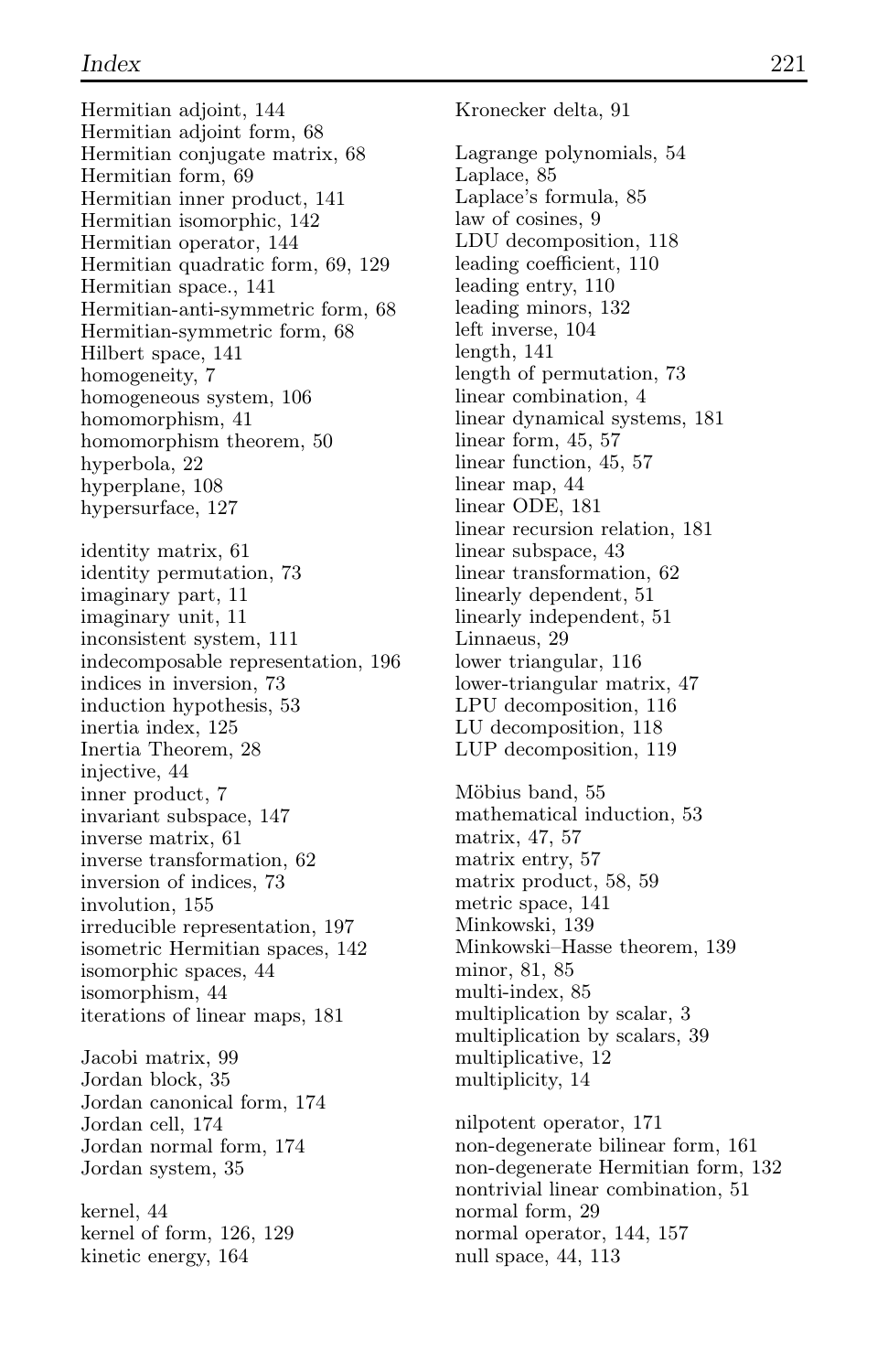Hermitian adjoint, 144
Hermitian adjoint form, 68
Hermitian conjugate matrix, 68
Hermitian form, 69
Hermitian inner product, 141
Hermitian isomorphic, 142
Hermitian operator, 144
Hermitian quadratic form, 69, 129
Hermitian space., 141
Hermitian-anti-symmetric form, 68
Hermitian-symmetric form, 68
Hilbert space, 141
homogeneity, 7
homogeneous system, 106
homomorphism, 41
homomorphism theorem, 50
hyperbola, 22
hyperplane, 108
hypersurface, 127

identity matrix, 61
identity permutation, 73
imaginary part, 11
imaginary unit, 11
inconsistent system, 111
indecomposable representation, 196
indices in inversion, 73
induction hypothesis, 53
inertia index, 125
Inertia Theorem, 28
injective, 44
inner product, 7
invariant subspace, 147
inverse matrix, 61
inverse transformation, 62
inversion of indices, 73
involution, 155
irreducible representation, 197
isometric Hermitian spaces, 142
isomorphic spaces, 44
isomorphism, 44
iterations of linear maps, 181

Jacobi matrix, 99
Jordan block, 35
Jordan canonical form, 174
Jordan cell, 174
Jordan normal form, 174
Jordan system, 35

kernel, 44
kernel of form, 126, 129
kinetic energy, 164

Kronecker delta, 91

Lagrange polynomials, 54
Laplace, 85
Laplace's formula, 85
law of cosines, 9
LDU decomposition, 118
leading coefficient, 110
leading entry, 110
leading minors, 132
left inverse, 104
length, 141
length of permutation, 73
linear combination, 4
linear dynamical systems, 181
linear form, 45, 57
linear function, 45, 57
linear map, 44
linear ODE, 181
linear recursion relation, 181
linear subspace, 43
linear transformation, 62
linearly dependent, 51
linearly independent, 51
Linnaeus, 29
lower triangular, 116
lower-triangular matrix, 47
LPU decomposition, 116
LU decomposition, 118
LUP decomposition, 119

Möbius band, 55
mathematical induction, 53
matrix, 47, 57
matrix entry, 57
matrix product, 58, 59
metric space, 141
Minkowski, 139
Minkowski–Hasse theorem, 139
minor, 81, 85
multi-index, 85
multiplication by scalar, 3
multiplication by scalars, 39
multiplicative, 12
multiplicity, 14

nilpotent operator, 171
non-degenerate bilinear form, 161
non-degenerate Hermitian form, 132
nontrivial linear combination, 51
normal form, 29
normal operator, 144, 157
null space, 44, 113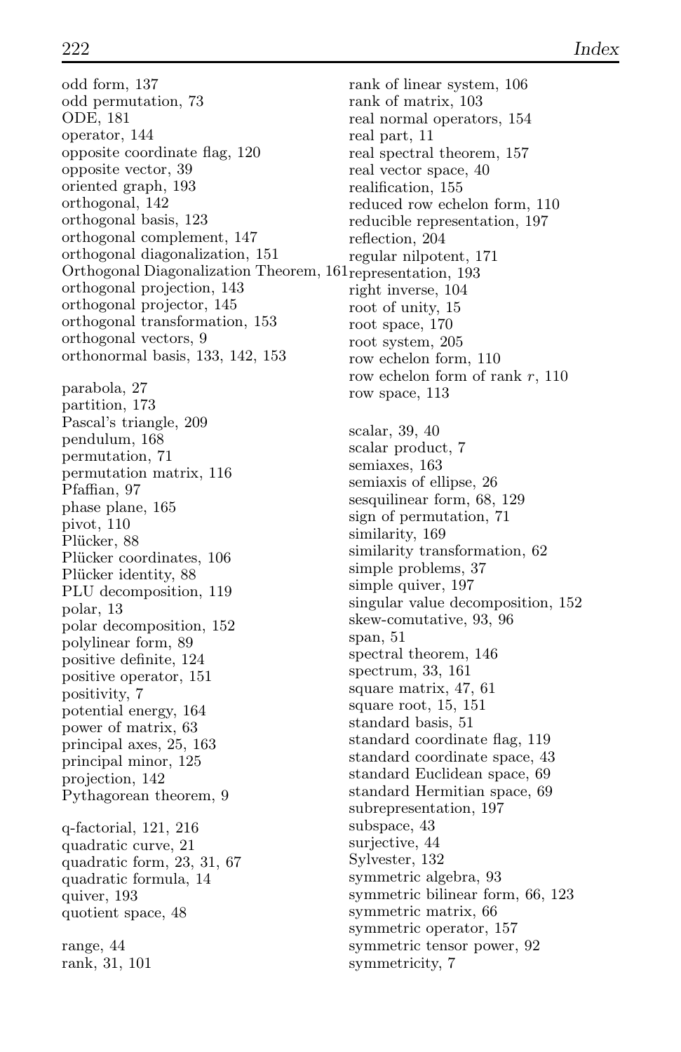odd form, 137
odd permutation, 73
ODE, 181
operator, 144
opposite coordinate flag, 120
opposite vector, 39
oriented graph, 193
orthogonal, 142
orthogonal basis, 123
orthogonal complement, 147
orthogonal diagonalization, 151
Orthogonal Diagonalization Theorem, 161
orthogonal projection, 143
orthogonal projector, 145
orthogonal transformation, 153
orthogonal vectors, 9
orthonormal basis, 133, 142, 153

parabola, 27
partition, 173
Pascal's triangle, 209
pendulum, 168
permutation, 71
permutation matrix, 116
Pfaffian, 97
phase plane, 165
pivot, 110
Plücker, 88
Plücker coordinates, 106
Plücker identity, 88
PLU decomposition, 119
polar, 13
polar decomposition, 152
polylinear form, 89
positive definite, 124
positive operator, 151
positivity, 7
potential energy, 164
power of matrix, 63
principal axes, 25, 163
principal minor, 125
projection, 142
Pythagorean theorem, 9

q-factorial, 121, 216
quadratic curve, 21
quadratic form, 23, 31, 67
quadratic formula, 14
quiver, 193
quotient space, 48

range, 44
rank, 31, 101
rank of linear system, 106
rank of matrix, 103
real normal operators, 154
real part, 11
real spectral theorem, 157
real vector space, 40
realification, 155
reduced row echelon form, 110
reducible representation, 197
reflection, 204
regular nilpotent, 171
representation, 193
right inverse, 104
root of unity, 15
root space, 170
root system, 205
row echelon form, 110
row echelon form of rank $r$, 110
row space, 113

scalar, 39, 40
scalar product, 7
semiaxes, 163
semiaxis of ellipse, 26
sesquilinear form, 68, 129
sign of permutation, 71
similarity, 169
similarity transformation, 62
simple problems, 37
simple quiver, 197
singular value decomposition, 152
skew-comutative, 93, 96
span, 51
spectral theorem, 146
spectrum, 33, 161
square matrix, 47, 61
square root, 15, 151
standard basis, 51
standard coordinate flag, 119
standard coordinate space, 43
standard Euclidean space, 69
standard Hermitian space, 69
subrepresentation, 197
subspace, 43
surjective, 44
Sylvester, 132
symmetric algebra, 93
symmetric bilinear form, 66, 123
symmetric matrix, 66
symmetric operator, 157
symmetric tensor power, 92
symmetricity, 7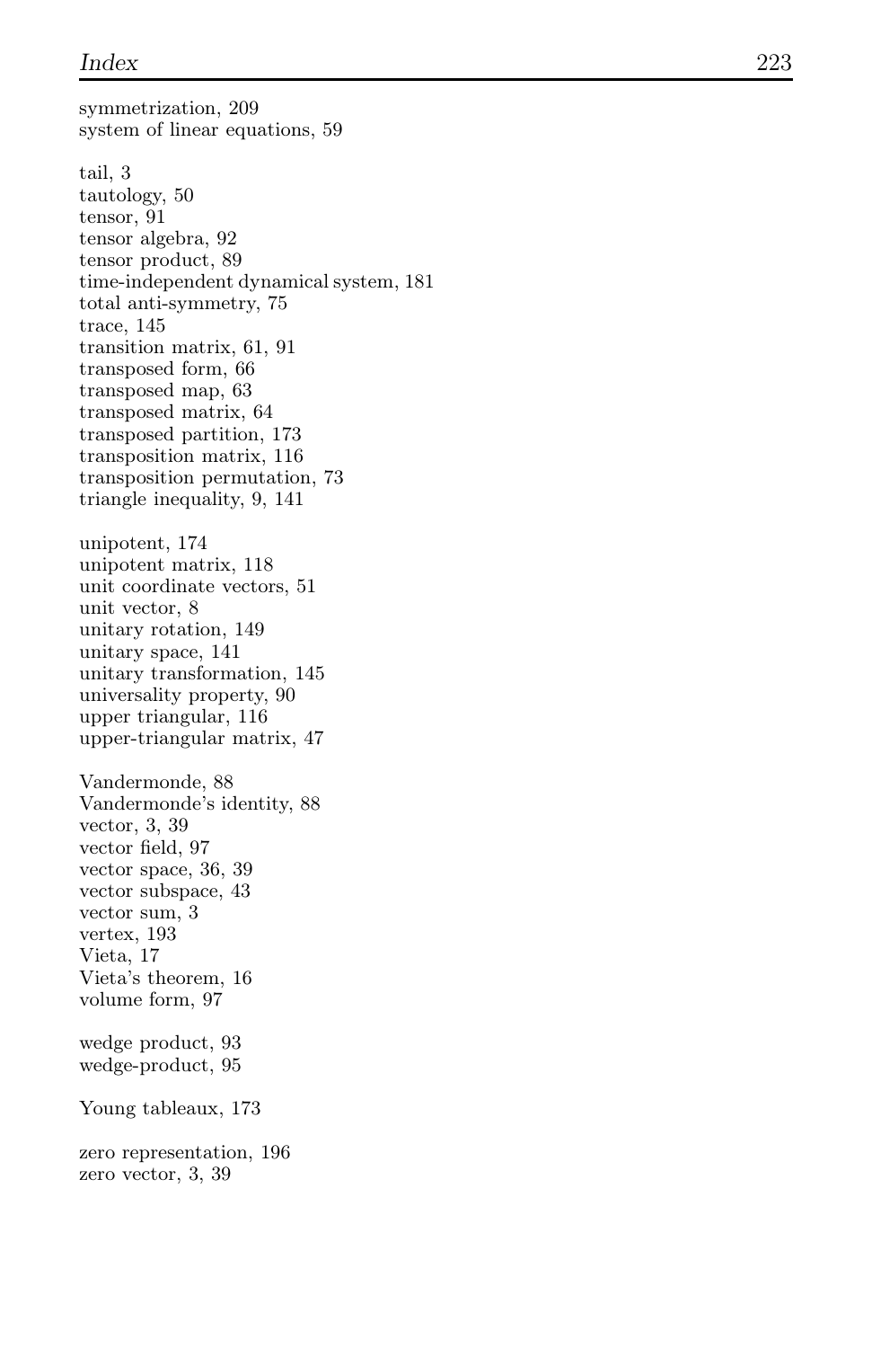symmetrization, 209
system of linear equations, 59

tail, 3
tautology, 50
tensor, 91
tensor algebra, 92
tensor product, 89
time-independent dynamical system, 181
total anti-symmetry, 75
trace, 145
transition matrix, 61, 91
transposed form, 66
transposed map, 63
transposed matrix, 64
transposed partition, 173
transposition matrix, 116
transposition permutation, 73
triangle inequality, 9, 141

unipotent, 174
unipotent matrix, 118
unit coordinate vectors, 51
unit vector, 8
unitary rotation, 149
unitary space, 141
unitary transformation, 145
universality property, 90
upper triangular, 116
upper-triangular matrix, 47

Vandermonde, 88
Vandermonde's identity, 88
vector, 3, 39
vector field, 97
vector space, 36, 39
vector subspace, 43
vector sum, 3
vertex, 193
Vieta, 17
Vieta's theorem, 16
volume form, 97

wedge product, 93
wedge-product, 95

Young tableaux, 173

zero representation, 196
zero vector, 3, 39